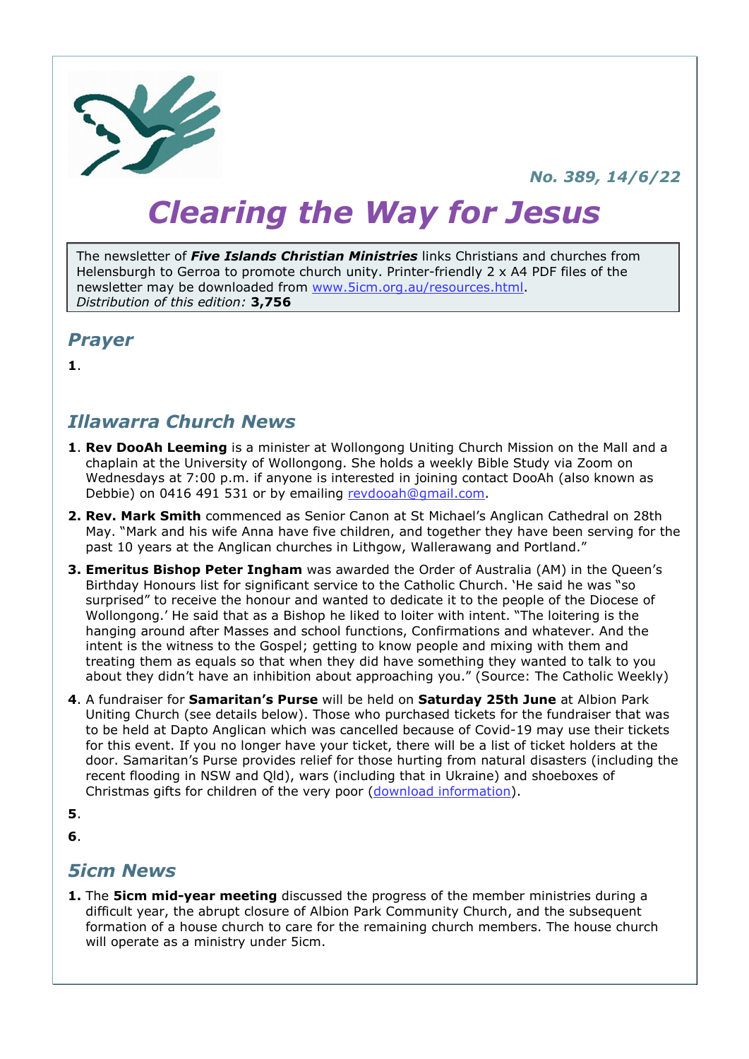*No. 389, 14/6/22*

# *Clearing the Way for Jesus*

The newsletter of ***Five Islands Christian Ministries*** links Christians and churches from Helensburgh to Gerroa to promote church unity. Printer-friendly 2 x A4 PDF files of the newsletter may be downloaded from [www.5icm.org.au/resources.html](www.5icm.org.au/resources.html).
*Distribution of this edition:* **3,756**

## *Prayer*

**1**.

## *Illawarra Church News*

**1**. **Rev DooAh Leeming** is a minister at Wollongong Uniting Church Mission on the Mall and a chaplain at the University of Wollongong. She holds a weekly Bible Study via Zoom on Wednesdays at 7:00 p.m. if anyone is interested in joining contact DooAh (also known as Debbie) on 0416 491 531 or by emailing [revdooah@gmail.com](mailto:revdooah@gmail.com).

**2. Rev. Mark Smith** commenced as Senior Canon at St Michael's Anglican Cathedral on 28th May. "Mark and his wife Anna have five children, and together they have been serving for the past 10 years at the Anglican churches in Lithgow, Wallerawang and Portland."

**3. Emeritus Bishop Peter Ingham** was awarded the Order of Australia (AM) in the Queen's Birthday Honours list for significant service to the Catholic Church. 'He said he was "so surprised" to receive the honour and wanted to dedicate it to the people of the Diocese of Wollongong.' He said that as a Bishop he liked to loiter with intent. "The loitering is the hanging around after Masses and school functions, Confirmations and whatever. And the intent is the witness to the Gospel; getting to know people and mixing with them and treating them as equals so that when they did have something they wanted to talk to you about they didn't have an inhibition about approaching you." (Source: The Catholic Weekly)

**4**. A fundraiser for **Samaritan's Purse** will be held on **Saturday 25th June** at Albion Park Uniting Church (see details below). Those who purchased tickets for the fundraiser that was to be held at Dapto Anglican which was cancelled because of Covid-19 may use their tickets for this event. If you no longer have your ticket, there will be a list of ticket holders at the door. Samaritan's Purse provides relief for those hurting from natural disasters (including the recent flooding in NSW and Qld), wars (including that in Ukraine) and shoeboxes of Christmas gifts for children of the very poor (download information).

**5**.

**6**.

## *5icm News*

**1.** The **5icm mid-year meeting** discussed the progress of the member ministries during a difficult year, the abrupt closure of Albion Park Community Church, and the subsequent formation of a house church to care for the remaining church members. The house church will operate as a ministry under 5icm.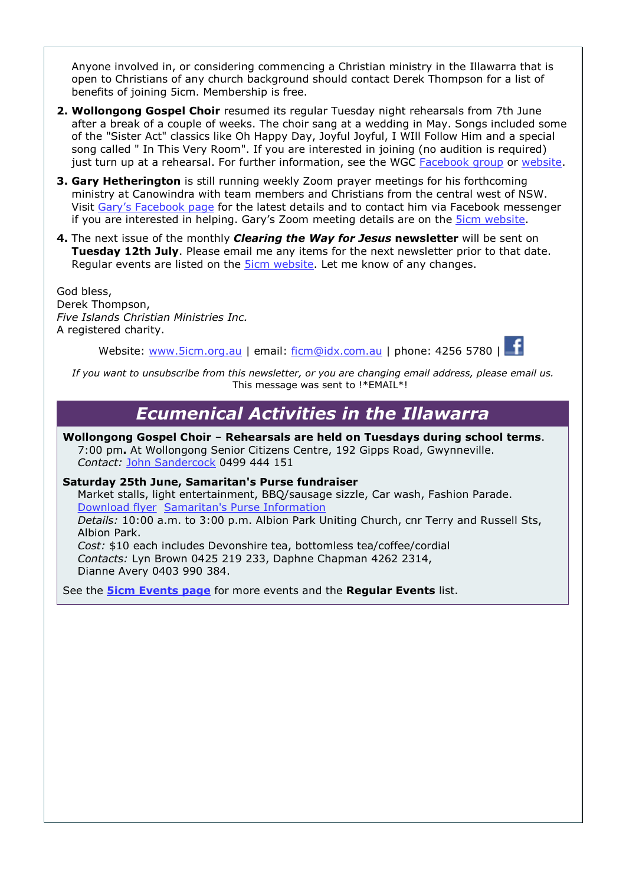Anyone involved in, or considering commencing a Christian ministry in the Illawarra that is open to Christians of any church background should contact Derek Thompson for a list of benefits of joining 5icm. Membership is free.

2. **Wollongong Gospel Choir** resumed its regular Tuesday night rehearsals from 7th June after a break of a couple of weeks. The choir sang at a wedding in May. Songs included some of the "Sister Act" classics like Oh Happy Day, Joyful Joyful, I WIll Follow Him and a special song called " In This Very Room". If you are interested in joining (no audition is required) just turn up at a rehearsal. For further information, see the WGC Facebook group or website.
3. **Gary Hetherington** is still running weekly Zoom prayer meetings for his forthcoming ministry at Canowindra with team members and Christians from the central west of NSW. Visit Gary's Facebook page for the latest details and to contact him via Facebook messenger if you are interested in helping. Gary's Zoom meeting details are on the 5icm website.
4. The next issue of the monthly ***Clearing the Way for Jesus* newsletter** will be sent on **Tuesday 12th July**. Please email me any items for the next newsletter prior to that date. Regular events are listed on the 5icm website. Let me know of any changes.

God bless,
Derek Thompson,
*Five Islands Christian Ministries Inc.*
A registered charity.

Website: www.5icm.org.au | email: ficm@idx.com.au | phone: 4256 5780 |

*If you want to unsubscribe from this newsletter, or you are changing email address, please email us.*
This message was sent to !*EMAIL*!

## *Ecumenical Activities in the Illawarra*

**Wollongong Gospel Choir** – **Rehearsals are held on Tuesdays during school terms**.
7:00 pm**.** At Wollongong Senior Citizens Centre, 192 Gipps Road, Gwynneville.
*Contact:* John Sandercock 0499 444 151

**Saturday 25th June, Samaritan's Purse fundraiser**
Market stalls, light entertainment, BBQ/sausage sizzle, Car wash, Fashion Parade.
Download flyer Samaritan's Purse Information
*Details:* 10:00 a.m. to 3:00 p.m. Albion Park Uniting Church, cnr Terry and Russell Sts, Albion Park.
*Cost:* $10 each includes Devonshire tea, bottomless tea/coffee/cordial
*Contacts:* Lyn Brown 0425 219 233, Daphne Chapman 4262 2314,
Dianne Avery 0403 990 384.

See the **5icm Events page** for more events and the **Regular Events** list.